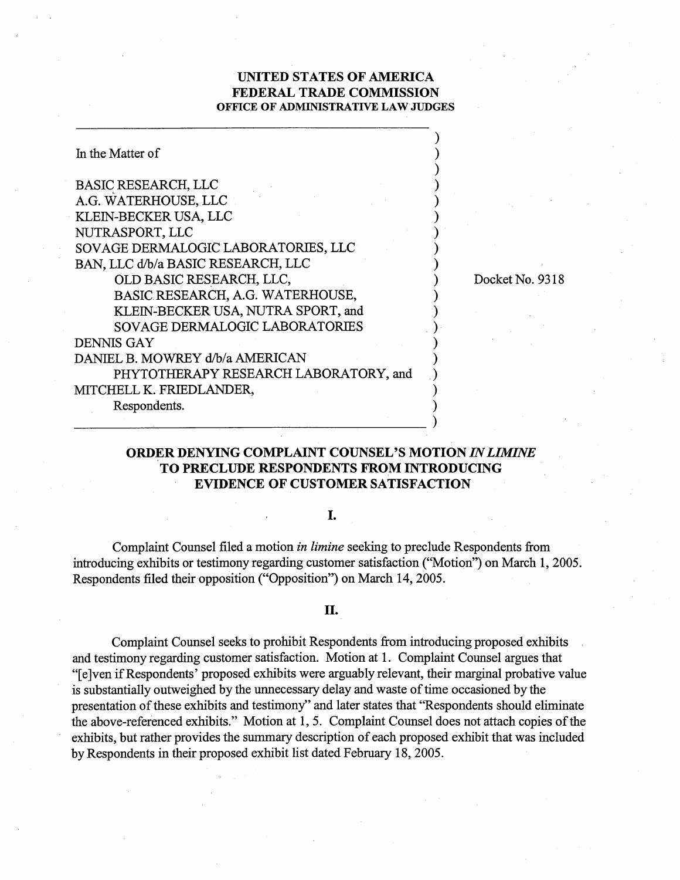# UNITED STATES OF AMERICA
# FEDERAL TRADE COMMISSION
## OFFICE OF ADMINISTRATIVE LAW JUDGES

In the Matter of

BASIC RESEARCH, LLC
A.G. WATERHOUSE, LLC
KLEIN-BECKER USA, LLC
NUTRASPORT, LLC
SOVAGE DERMALOGIC LABORATORIES, LLC
BAN, LLC d/b/a BASIC RESEARCH, LLC
OLD BASIC RESEARCH, LLC,
BASIC RESEARCH, A.G. WATERHOUSE,
KLEIN-BECKER USA, NUTRA SPORT, and
SOVAGE DERMALOGIC LABORATORIES
DENNIS GAY
DANIEL B. MOWREY d/b/a AMERICAN
PHYTOTHERAPY RESEARCH LABORATORY, and
MITCHELL K. FRIEDLANDER,
Respondents.

Docket No. 9318

## ORDER DENYING COMPLAINT COUNSEL'S MOTION *IN LIMINE* TO PRECLUDE RESPONDENTS FROM INTRODUCING EVIDENCE OF CUSTOMER SATISFACTION

### I.

Complaint Counsel filed a motion *in limine* seeking to preclude Respondents from introducing exhibits or testimony regarding customer satisfaction ("Motion") on March 1, 2005. Respondents filed their opposition ("Opposition") on March 14, 2005.

### II.

Complaint Counsel seeks to prohibit Respondents from introducing proposed exhibits and testimony regarding customer satisfaction. Motion at 1. Complaint Counsel argues that "[e]ven if Respondents' proposed exhibits were arguably relevant, their marginal probative value is substantially outweighed by the unnecessary delay and waste of time occasioned by the presentation of these exhibits and testimony" and later states that "Respondents should eliminate the above-referenced exhibits." Motion at 1, 5. Complaint Counsel does not attach copies of the exhibits, but rather provides the summary description of each proposed exhibit that was included by Respondents in their proposed exhibit list dated February 18, 2005.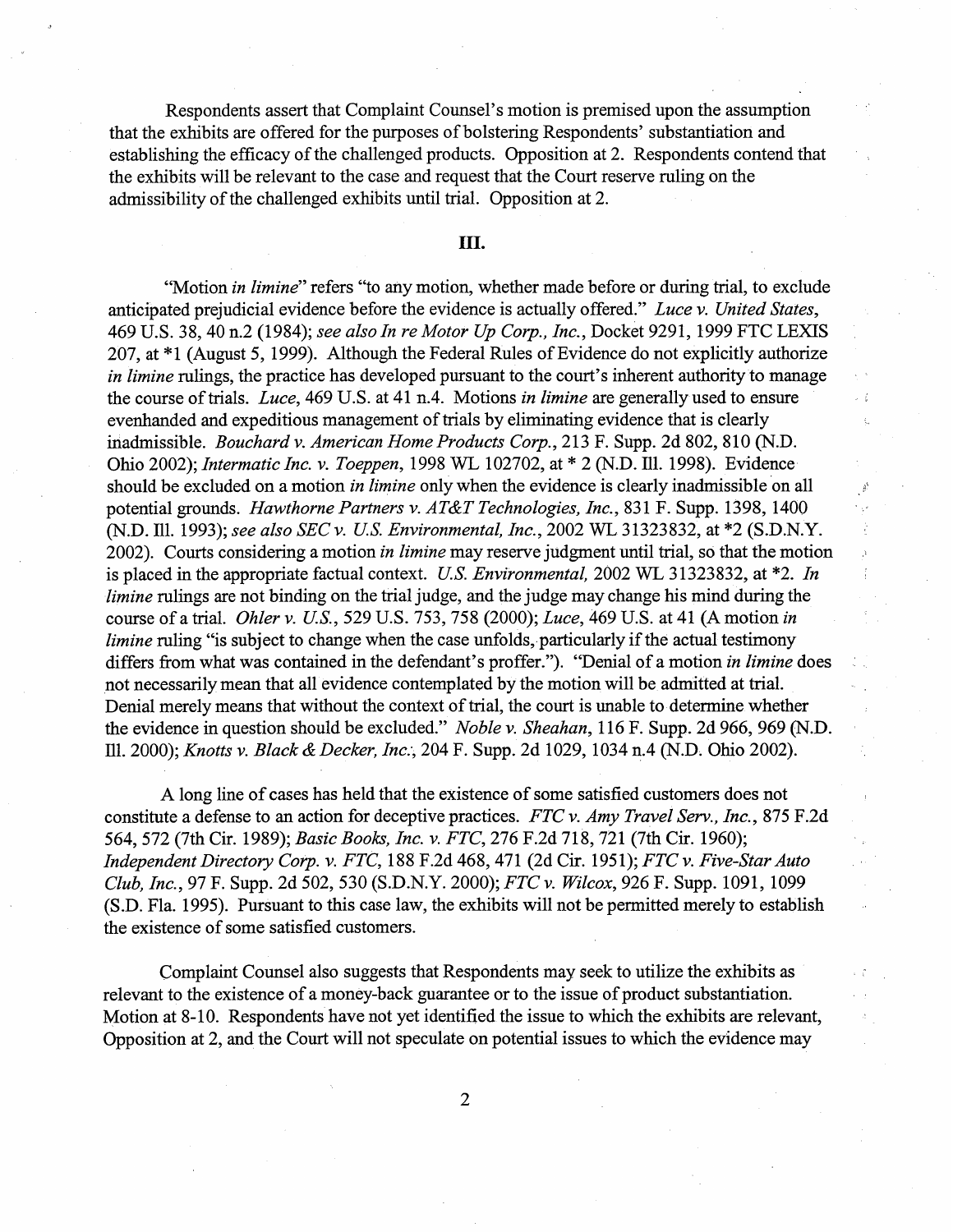Respondents assert that Complaint Counsel's motion is premised upon the assumption that the exhibits are offered for the purposes of bolstering Respondents' substantiation and establishing the efficacy of the challenged products. Opposition at 2. Respondents contend that the exhibits will be relevant to the case and request that the Court reserve ruling on the admissibility of the challenged exhibits until trial. Opposition at 2.

## III.

"Motion *in limine*" refers "to any motion, whether made before or during trial, to exclude anticipated prejudicial evidence before the evidence is actually offered." *Luce v. United States*, 469 U.S. 38, 40 n.2 (1984); *see also In re Motor Up Corp., Inc.*, Docket 9291, 1999 FTC LEXIS 207, at *1 (August 5, 1999). Although the Federal Rules of Evidence do not explicitly authorize *in limine* rulings, the practice has developed pursuant to the court's inherent authority to manage the course of trials. *Luce*, 469 U.S. at 41 n.4. Motions *in limine* are generally used to ensure evenhanded and expeditious management of trials by eliminating evidence that is clearly inadmissible. *Bouchard v. American Home Products Corp.*, 213 F. Supp. 2d 802, 810 (N.D. Ohio 2002); *Intermatic Inc. v. Toeppen*, 1998 WL 102702, at * 2 (N.D. Ill. 1998). Evidence should be excluded on a motion *in limine* only when the evidence is clearly inadmissible on all potential grounds. *Hawthorne Partners v. AT&T Technologies, Inc.*, 831 F. Supp. 1398, 1400 (N.D. Ill. 1993); *see also SEC v. U.S. Environmental, Inc.*, 2002 WL 31323832, at *2 (S.D.N.Y. 2002). Courts considering a motion *in limine* may reserve judgment until trial, so that the motion is placed in the appropriate factual context. *U.S. Environmental*, 2002 WL 31323832, at *2. *In limine* rulings are not binding on the trial judge, and the judge may change his mind during the course of a trial. *Ohler v. U.S.*, 529 U.S. 753, 758 (2000); *Luce*, 469 U.S. at 41 (A motion *in limine* ruling "is subject to change when the case unfolds, particularly if the actual testimony differs from what was contained in the defendant's proffer."). "Denial of a motion *in limine* does not necessarily mean that all evidence contemplated by the motion will be admitted at trial. Denial merely means that without the context of trial, the court is unable to determine whether the evidence in question should be excluded." *Noble v. Sheahan*, 116 F. Supp. 2d 966, 969 (N.D. Ill. 2000); *Knotts v. Black & Decker, Inc.*, 204 F. Supp. 2d 1029, 1034 n.4 (N.D. Ohio 2002).

A long line of cases has held that the existence of some satisfied customers does not constitute a defense to an action for deceptive practices. *FTC v. Amy Travel Serv., Inc.*, 875 F.2d 564, 572 (7th Cir. 1989); *Basic Books, Inc. v. FTC*, 276 F.2d 718, 721 (7th Cir. 1960); *Independent Directory Corp. v. FTC*, 188 F.2d 468, 471 (2d Cir. 1951); *FTC v. Five-Star Auto Club, Inc.*, 97 F. Supp. 2d 502, 530 (S.D.N.Y. 2000); *FTC v. Wilcox*, 926 F. Supp. 1091, 1099 (S.D. Fla. 1995). Pursuant to this case law, the exhibits will not be permitted merely to establish the existence of some satisfied customers.

Complaint Counsel also suggests that Respondents may seek to utilize the exhibits as relevant to the existence of a money-back guarantee or to the issue of product substantiation. Motion at 8-10. Respondents have not yet identified the issue to which the exhibits are relevant, Opposition at 2, and the Court will not speculate on potential issues to which the evidence may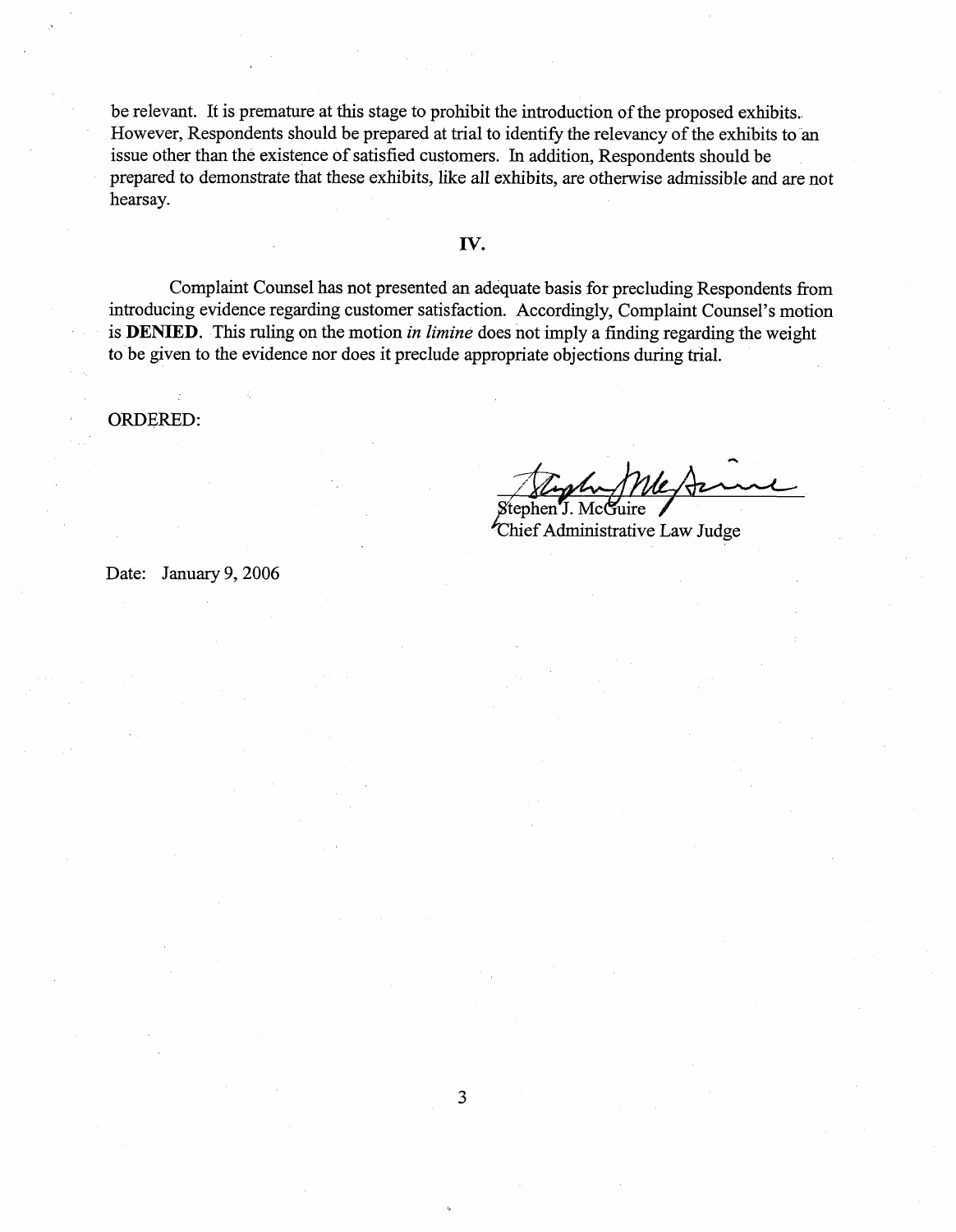be relevant. It is premature at this stage to prohibit the introduction of the proposed exhibits. However, Respondents should be prepared at trial to identify the relevancy of the exhibits to an issue other than the existence of satisfied customers. In addition, Respondents should be prepared to demonstrate that these exhibits, like all exhibits, are otherwise admissible and are not hearsay.

## IV.

Complaint Counsel has not presented an adequate basis for precluding Respondents from introducing evidence regarding customer satisfaction. Accordingly, Complaint Counsel's motion is **DENIED**. This ruling on the motion *in limine* does not imply a finding regarding the weight to be given to the evidence nor does it preclude appropriate objections during trial.

ORDERED:

Stephen J. McGuire
Chief Administrative Law Judge

Date: January 9, 2006